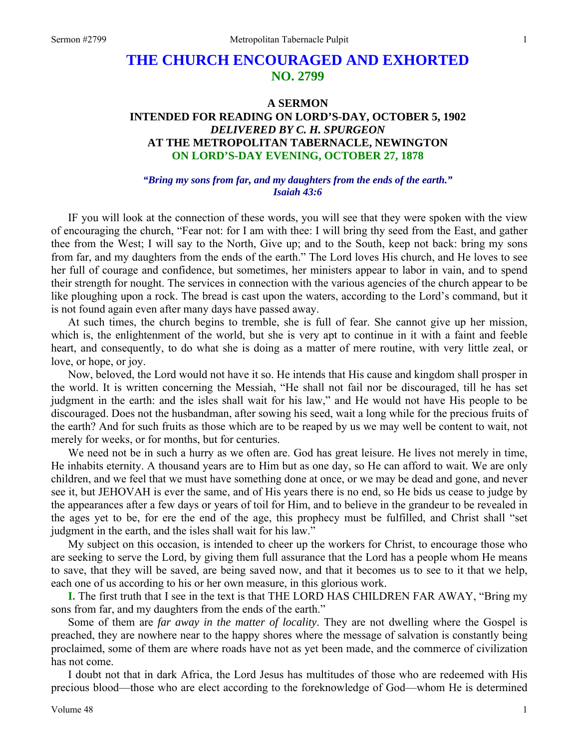# THE CHURCH ENCOURAGED AND EXHORTED
## NO. 2799

### A SERMON
### INTENDED FOR READING ON LORD'S-DAY, OCTOBER 5, 1902
### *DELIVERED BY C. H. SPURGEON*
### AT THE METROPOLITAN TABERNACLE, NEWINGTON
### ON LORD'S-DAY EVENING, OCTOBER 27, 1878

***"Bring my sons from far, and my daughters from the ends of the earth." Isaiah 43:6***

IF you will look at the connection of these words, you will see that they were spoken with the view of encouraging the church, "Fear not: for I am with thee: I will bring thy seed from the East, and gather thee from the West; I will say to the North, Give up; and to the South, keep not back: bring my sons from far, and my daughters from the ends of the earth." The Lord loves His church, and He loves to see her full of courage and confidence, but sometimes, her ministers appear to labor in vain, and to spend their strength for nought. The services in connection with the various agencies of the church appear to be like ploughing upon a rock. The bread is cast upon the waters, according to the Lord's command, but it is not found again even after many days have passed away.

At such times, the church begins to tremble, she is full of fear. She cannot give up her mission, which is, the enlightenment of the world, but she is very apt to continue in it with a faint and feeble heart, and consequently, to do what she is doing as a matter of mere routine, with very little zeal, or love, or hope, or joy.

Now, beloved, the Lord would not have it so. He intends that His cause and kingdom shall prosper in the world. It is written concerning the Messiah, "He shall not fail nor be discouraged, till he has set judgment in the earth: and the isles shall wait for his law," and He would not have His people to be discouraged. Does not the husbandman, after sowing his seed, wait a long while for the precious fruits of the earth? And for such fruits as those which are to be reaped by us we may well be content to wait, not merely for weeks, or for months, but for centuries.

We need not be in such a hurry as we often are. God has great leisure. He lives not merely in time, He inhabits eternity. A thousand years are to Him but as one day, so He can afford to wait. We are only children, and we feel that we must have something done at once, or we may be dead and gone, and never see it, but JEHOVAH is ever the same, and of His years there is no end, so He bids us cease to judge by the appearances after a few days or years of toil for Him, and to believe in the grandeur to be revealed in the ages yet to be, for ere the end of the age, this prophecy must be fulfilled, and Christ shall "set judgment in the earth, and the isles shall wait for his law."

My subject on this occasion, is intended to cheer up the workers for Christ, to encourage those who are seeking to serve the Lord, by giving them full assurance that the Lord has a people whom He means to save, that they will be saved, are being saved now, and that it becomes us to see to it that we help, each one of us according to his or her own measure, in this glorious work.

**I.** The first truth that I see in the text is that THE LORD HAS CHILDREN FAR AWAY, "Bring my sons from far, and my daughters from the ends of the earth."

Some of them are *far away in the matter of locality*. They are not dwelling where the Gospel is preached, they are nowhere near to the happy shores where the message of salvation is constantly being proclaimed, some of them are where roads have not as yet been made, and the commerce of civilization has not come.

I doubt not that in dark Africa, the Lord Jesus has multitudes of those who are redeemed with His precious blood—those who are elect according to the foreknowledge of God—whom He is determined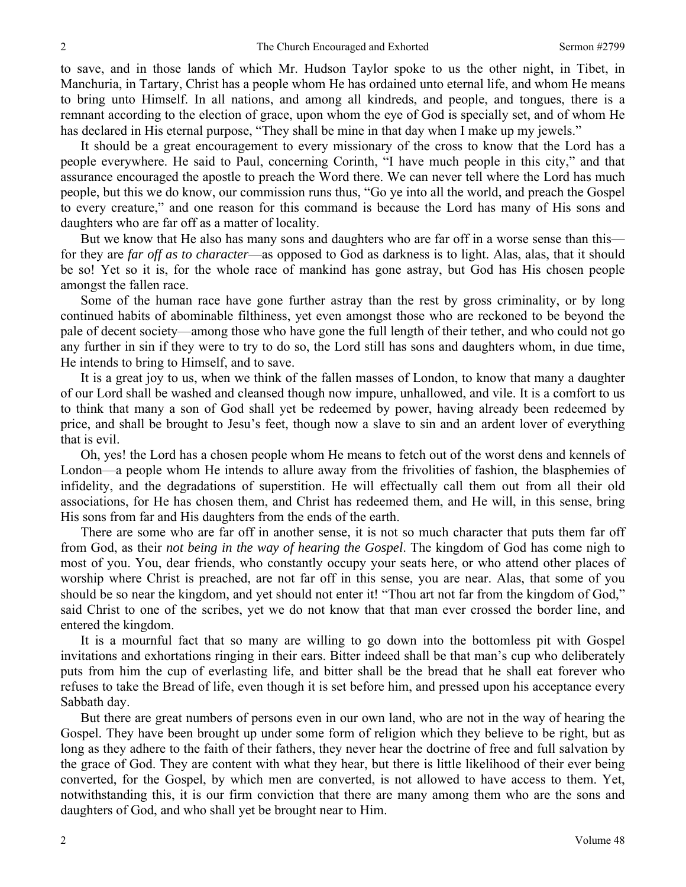to save, and in those lands of which Mr. Hudson Taylor spoke to us the other night, in Tibet, in Manchuria, in Tartary, Christ has a people whom He has ordained unto eternal life, and whom He means to bring unto Himself. In all nations, and among all kindreds, and people, and tongues, there is a remnant according to the election of grace, upon whom the eye of God is specially set, and of whom He has declared in His eternal purpose, "They shall be mine in that day when I make up my jewels."

It should be a great encouragement to every missionary of the cross to know that the Lord has a people everywhere. He said to Paul, concerning Corinth, "I have much people in this city," and that assurance encouraged the apostle to preach the Word there. We can never tell where the Lord has much people, but this we do know, our commission runs thus, "Go ye into all the world, and preach the Gospel to every creature," and one reason for this command is because the Lord has many of His sons and daughters who are far off as a matter of locality.

But we know that He also has many sons and daughters who are far off in a worse sense than this—for they are *far off as to character*—as opposed to God as darkness is to light. Alas, alas, that it should be so! Yet so it is, for the whole race of mankind has gone astray, but God has His chosen people amongst the fallen race.

Some of the human race have gone further astray than the rest by gross criminality, or by long continued habits of abominable filthiness, yet even amongst those who are reckoned to be beyond the pale of decent society—among those who have gone the full length of their tether, and who could not go any further in sin if they were to try to do so, the Lord still has sons and daughters whom, in due time, He intends to bring to Himself, and to save.

It is a great joy to us, when we think of the fallen masses of London, to know that many a daughter of our Lord shall be washed and cleansed though now impure, unhallowed, and vile. It is a comfort to us to think that many a son of God shall yet be redeemed by power, having already been redeemed by price, and shall be brought to Jesu's feet, though now a slave to sin and an ardent lover of everything that is evil.

Oh, yes! the Lord has a chosen people whom He means to fetch out of the worst dens and kennels of London—a people whom He intends to allure away from the frivolities of fashion, the blasphemies of infidelity, and the degradations of superstition. He will effectually call them out from all their old associations, for He has chosen them, and Christ has redeemed them, and He will, in this sense, bring His sons from far and His daughters from the ends of the earth.

There are some who are far off in another sense, it is not so much character that puts them far off from God, as their *not being in the way of hearing the Gospel*. The kingdom of God has come nigh to most of you. You, dear friends, who constantly occupy your seats here, or who attend other places of worship where Christ is preached, are not far off in this sense, you are near. Alas, that some of you should be so near the kingdom, and yet should not enter it! "Thou art not far from the kingdom of God," said Christ to one of the scribes, yet we do not know that that man ever crossed the border line, and entered the kingdom.

It is a mournful fact that so many are willing to go down into the bottomless pit with Gospel invitations and exhortations ringing in their ears. Bitter indeed shall be that man's cup who deliberately puts from him the cup of everlasting life, and bitter shall be the bread that he shall eat forever who refuses to take the Bread of life, even though it is set before him, and pressed upon his acceptance every Sabbath day.

But there are great numbers of persons even in our own land, who are not in the way of hearing the Gospel. They have been brought up under some form of religion which they believe to be right, but as long as they adhere to the faith of their fathers, they never hear the doctrine of free and full salvation by the grace of God. They are content with what they hear, but there is little likelihood of their ever being converted, for the Gospel, by which men are converted, is not allowed to have access to them. Yet, notwithstanding this, it is our firm conviction that there are many among them who are the sons and daughters of God, and who shall yet be brought near to Him.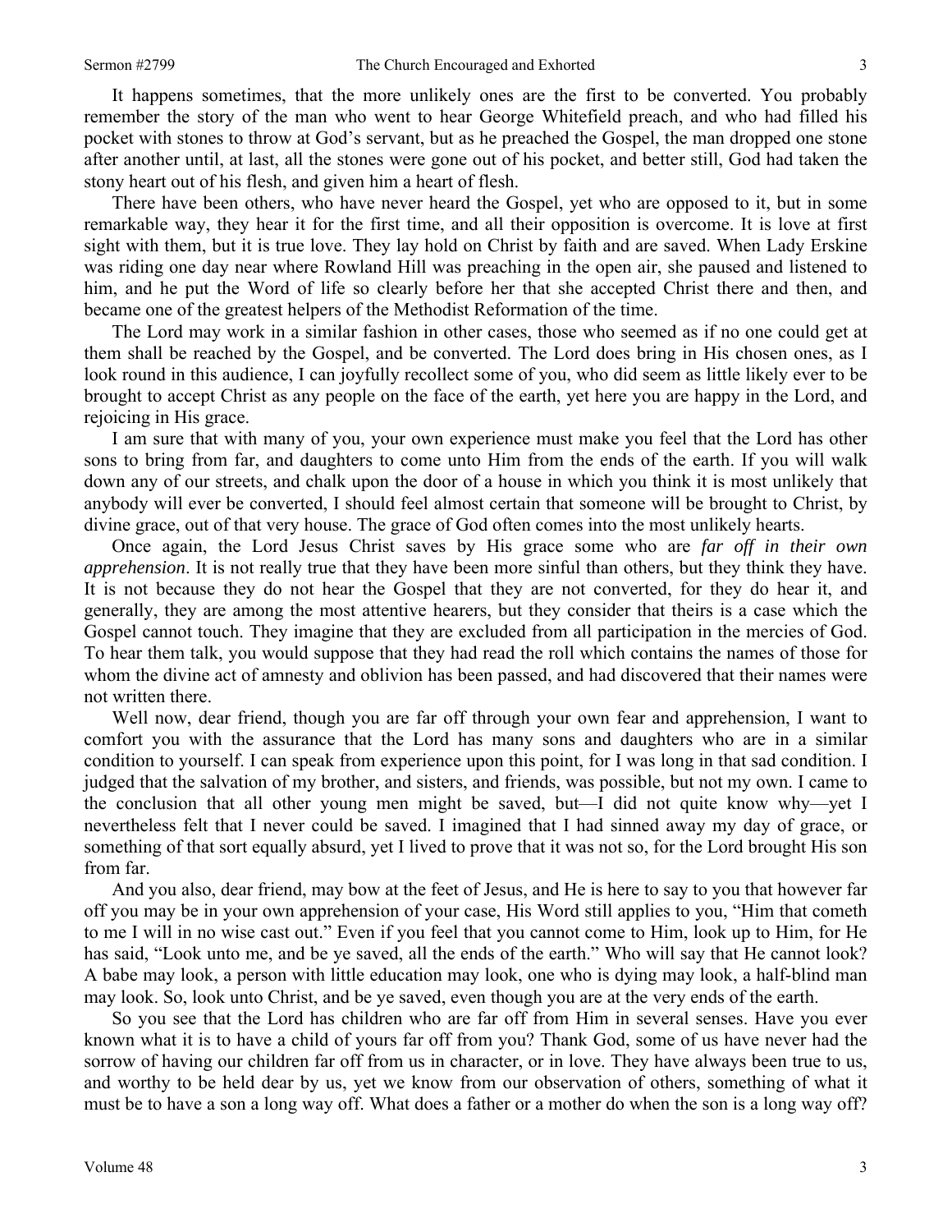It happens sometimes, that the more unlikely ones are the first to be converted. You probably remember the story of the man who went to hear George Whitefield preach, and who had filled his pocket with stones to throw at God's servant, but as he preached the Gospel, the man dropped one stone after another until, at last, all the stones were gone out of his pocket, and better still, God had taken the stony heart out of his flesh, and given him a heart of flesh.

There have been others, who have never heard the Gospel, yet who are opposed to it, but in some remarkable way, they hear it for the first time, and all their opposition is overcome. It is love at first sight with them, but it is true love. They lay hold on Christ by faith and are saved. When Lady Erskine was riding one day near where Rowland Hill was preaching in the open air, she paused and listened to him, and he put the Word of life so clearly before her that she accepted Christ there and then, and became one of the greatest helpers of the Methodist Reformation of the time.

The Lord may work in a similar fashion in other cases, those who seemed as if no one could get at them shall be reached by the Gospel, and be converted. The Lord does bring in His chosen ones, as I look round in this audience, I can joyfully recollect some of you, who did seem as little likely ever to be brought to accept Christ as any people on the face of the earth, yet here you are happy in the Lord, and rejoicing in His grace.

I am sure that with many of you, your own experience must make you feel that the Lord has other sons to bring from far, and daughters to come unto Him from the ends of the earth. If you will walk down any of our streets, and chalk upon the door of a house in which you think it is most unlikely that anybody will ever be converted, I should feel almost certain that someone will be brought to Christ, by divine grace, out of that very house. The grace of God often comes into the most unlikely hearts.

Once again, the Lord Jesus Christ saves by His grace some who are *far off in their own apprehension*. It is not really true that they have been more sinful than others, but they think they have. It is not because they do not hear the Gospel that they are not converted, for they do hear it, and generally, they are among the most attentive hearers, but they consider that theirs is a case which the Gospel cannot touch. They imagine that they are excluded from all participation in the mercies of God. To hear them talk, you would suppose that they had read the roll which contains the names of those for whom the divine act of amnesty and oblivion has been passed, and had discovered that their names were not written there.

Well now, dear friend, though you are far off through your own fear and apprehension, I want to comfort you with the assurance that the Lord has many sons and daughters who are in a similar condition to yourself. I can speak from experience upon this point, for I was long in that sad condition. I judged that the salvation of my brother, and sisters, and friends, was possible, but not my own. I came to the conclusion that all other young men might be saved, but—I did not quite know why—yet I nevertheless felt that I never could be saved. I imagined that I had sinned away my day of grace, or something of that sort equally absurd, yet I lived to prove that it was not so, for the Lord brought His son from far.

And you also, dear friend, may bow at the feet of Jesus, and He is here to say to you that however far off you may be in your own apprehension of your case, His Word still applies to you, "Him that cometh to me I will in no wise cast out." Even if you feel that you cannot come to Him, look up to Him, for He has said, "Look unto me, and be ye saved, all the ends of the earth." Who will say that He cannot look? A babe may look, a person with little education may look, one who is dying may look, a half-blind man may look. So, look unto Christ, and be ye saved, even though you are at the very ends of the earth.

So you see that the Lord has children who are far off from Him in several senses. Have you ever known what it is to have a child of yours far off from you? Thank God, some of us have never had the sorrow of having our children far off from us in character, or in love. They have always been true to us, and worthy to be held dear by us, yet we know from our observation of others, something of what it must be to have a son a long way off. What does a father or a mother do when the son is a long way off?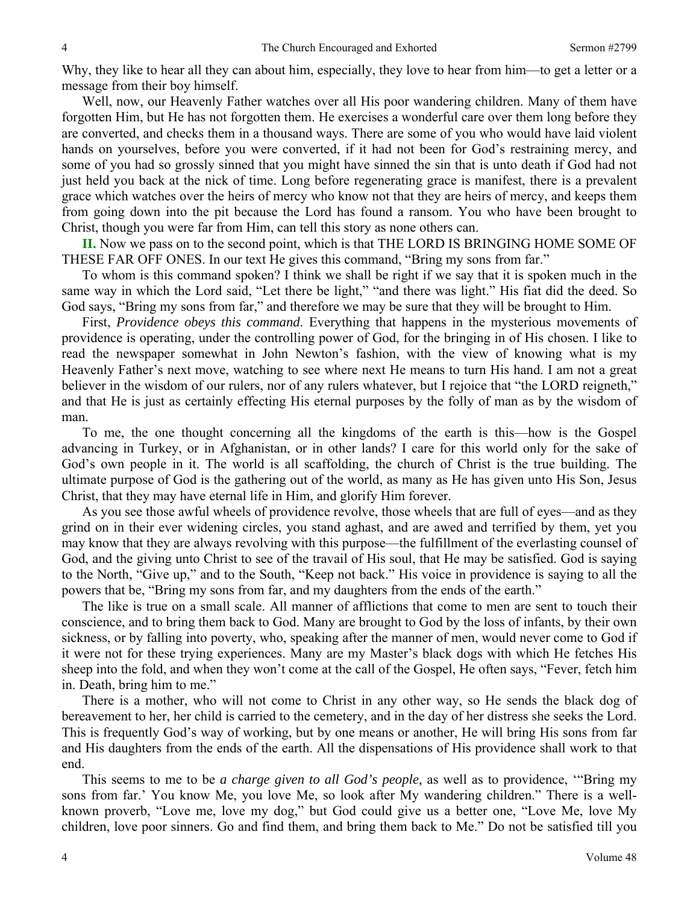Why, they like to hear all they can about him, especially, they love to hear from him—to get a letter or a message from their boy himself.

Well, now, our Heavenly Father watches over all His poor wandering children. Many of them have forgotten Him, but He has not forgotten them. He exercises a wonderful care over them long before they are converted, and checks them in a thousand ways. There are some of you who would have laid violent hands on yourselves, before you were converted, if it had not been for God's restraining mercy, and some of you had so grossly sinned that you might have sinned the sin that is unto death if God had not just held you back at the nick of time. Long before regenerating grace is manifest, there is a prevalent grace which watches over the heirs of mercy who know not that they are heirs of mercy, and keeps them from going down into the pit because the Lord has found a ransom. You who have been brought to Christ, though you were far from Him, can tell this story as none others can.

**II.** Now we pass on to the second point, which is that THE LORD IS BRINGING HOME SOME OF THESE FAR OFF ONES. In our text He gives this command, "Bring my sons from far."

To whom is this command spoken? I think we shall be right if we say that it is spoken much in the same way in which the Lord said, "Let there be light," "and there was light." His fiat did the deed. So God says, "Bring my sons from far," and therefore we may be sure that they will be brought to Him.

First, *Providence obeys this command*. Everything that happens in the mysterious movements of providence is operating, under the controlling power of God, for the bringing in of His chosen. I like to read the newspaper somewhat in John Newton's fashion, with the view of knowing what is my Heavenly Father's next move, watching to see where next He means to turn His hand. I am not a great believer in the wisdom of our rulers, nor of any rulers whatever, but I rejoice that "the LORD reigneth," and that He is just as certainly effecting His eternal purposes by the folly of man as by the wisdom of man.

To me, the one thought concerning all the kingdoms of the earth is this—how is the Gospel advancing in Turkey, or in Afghanistan, or in other lands? I care for this world only for the sake of God's own people in it. The world is all scaffolding, the church of Christ is the true building. The ultimate purpose of God is the gathering out of the world, as many as He has given unto His Son, Jesus Christ, that they may have eternal life in Him, and glorify Him forever.

As you see those awful wheels of providence revolve, those wheels that are full of eyes—and as they grind on in their ever widening circles, you stand aghast, and are awed and terrified by them, yet you may know that they are always revolving with this purpose—the fulfillment of the everlasting counsel of God, and the giving unto Christ to see of the travail of His soul, that He may be satisfied. God is saying to the North, "Give up," and to the South, "Keep not back." His voice in providence is saying to all the powers that be, "Bring my sons from far, and my daughters from the ends of the earth."

The like is true on a small scale. All manner of afflictions that come to men are sent to touch their conscience, and to bring them back to God. Many are brought to God by the loss of infants, by their own sickness, or by falling into poverty, who, speaking after the manner of men, would never come to God if it were not for these trying experiences. Many are my Master's black dogs with which He fetches His sheep into the fold, and when they won't come at the call of the Gospel, He often says, "Fever, fetch him in. Death, bring him to me."

There is a mother, who will not come to Christ in any other way, so He sends the black dog of bereavement to her, her child is carried to the cemetery, and in the day of her distress she seeks the Lord. This is frequently God's way of working, but by one means or another, He will bring His sons from far and His daughters from the ends of the earth. All the dispensations of His providence shall work to that end.

This seems to me to be *a charge given to all God's people,* as well as to providence, '"Bring my sons from far.' You know Me, you love Me, so look after My wandering children." There is a well-known proverb, "Love me, love my dog," but God could give us a better one, "Love Me, love My children, love poor sinners. Go and find them, and bring them back to Me." Do not be satisfied till you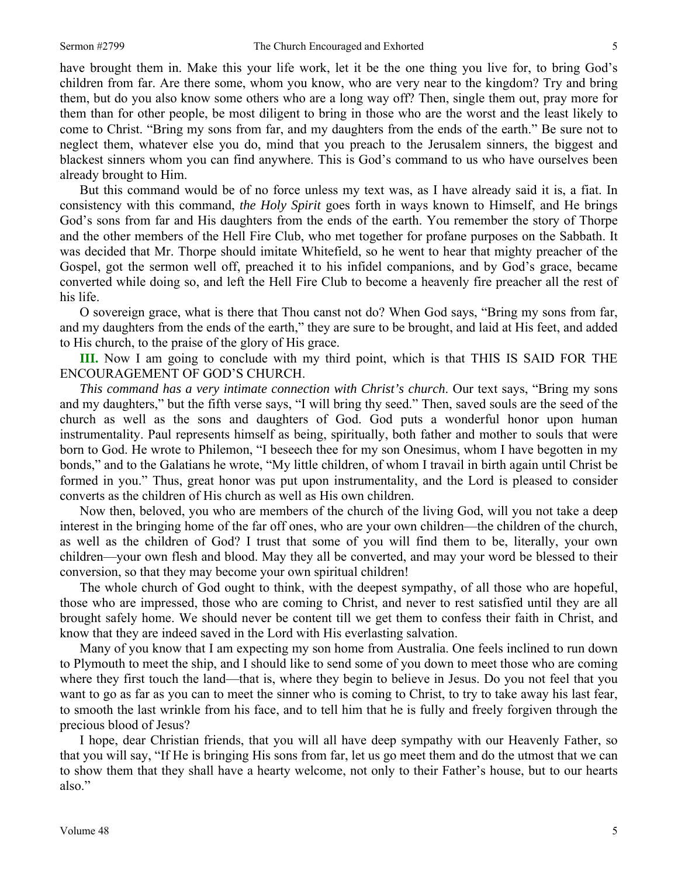have brought them in. Make this your life work, let it be the one thing you live for, to bring God's children from far. Are there some, whom you know, who are very near to the kingdom? Try and bring them, but do you also know some others who are a long way off? Then, single them out, pray more for them than for other people, be most diligent to bring in those who are the worst and the least likely to come to Christ. "Bring my sons from far, and my daughters from the ends of the earth." Be sure not to neglect them, whatever else you do, mind that you preach to the Jerusalem sinners, the biggest and blackest sinners whom you can find anywhere. This is God's command to us who have ourselves been already brought to Him.

But this command would be of no force unless my text was, as I have already said it is, a fiat. In consistency with this command, *the Holy Spirit* goes forth in ways known to Himself, and He brings God's sons from far and His daughters from the ends of the earth. You remember the story of Thorpe and the other members of the Hell Fire Club, who met together for profane purposes on the Sabbath. It was decided that Mr. Thorpe should imitate Whitefield, so he went to hear that mighty preacher of the Gospel, got the sermon well off, preached it to his infidel companions, and by God's grace, became converted while doing so, and left the Hell Fire Club to become a heavenly fire preacher all the rest of his life.

O sovereign grace, what is there that Thou canst not do? When God says, "Bring my sons from far, and my daughters from the ends of the earth," they are sure to be brought, and laid at His feet, and added to His church, to the praise of the glory of His grace.

**III.** Now I am going to conclude with my third point, which is that THIS IS SAID FOR THE ENCOURAGEMENT OF GOD'S CHURCH.

*This command has a very intimate connection with Christ's church*. Our text says, "Bring my sons and my daughters," but the fifth verse says, "I will bring thy seed." Then, saved souls are the seed of the church as well as the sons and daughters of God. God puts a wonderful honor upon human instrumentality. Paul represents himself as being, spiritually, both father and mother to souls that were born to God. He wrote to Philemon, "I beseech thee for my son Onesimus, whom I have begotten in my bonds," and to the Galatians he wrote, "My little children, of whom I travail in birth again until Christ be formed in you." Thus, great honor was put upon instrumentality, and the Lord is pleased to consider converts as the children of His church as well as His own children.

Now then, beloved, you who are members of the church of the living God, will you not take a deep interest in the bringing home of the far off ones, who are your own children—the children of the church, as well as the children of God? I trust that some of you will find them to be, literally, your own children—your own flesh and blood. May they all be converted, and may your word be blessed to their conversion, so that they may become your own spiritual children!

The whole church of God ought to think, with the deepest sympathy, of all those who are hopeful, those who are impressed, those who are coming to Christ, and never to rest satisfied until they are all brought safely home. We should never be content till we get them to confess their faith in Christ, and know that they are indeed saved in the Lord with His everlasting salvation.

Many of you know that I am expecting my son home from Australia. One feels inclined to run down to Plymouth to meet the ship, and I should like to send some of you down to meet those who are coming where they first touch the land—that is, where they begin to believe in Jesus. Do you not feel that you want to go as far as you can to meet the sinner who is coming to Christ, to try to take away his last fear, to smooth the last wrinkle from his face, and to tell him that he is fully and freely forgiven through the precious blood of Jesus?

I hope, dear Christian friends, that you will all have deep sympathy with our Heavenly Father, so that you will say, "If He is bringing His sons from far, let us go meet them and do the utmost that we can to show them that they shall have a hearty welcome, not only to their Father's house, but to our hearts also."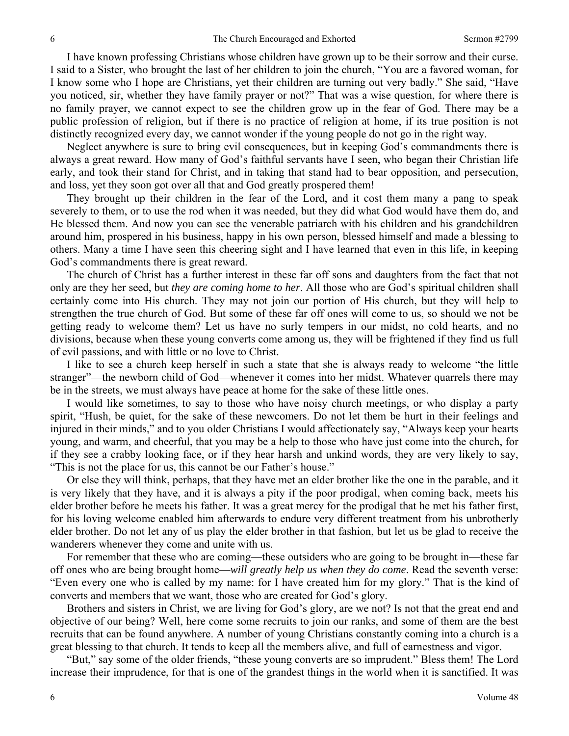I have known professing Christians whose children have grown up to be their sorrow and their curse. I said to a Sister, who brought the last of her children to join the church, "You are a favored woman, for I know some who I hope are Christians, yet their children are turning out very badly." She said, "Have you noticed, sir, whether they have family prayer or not?" That was a wise question, for where there is no family prayer, we cannot expect to see the children grow up in the fear of God. There may be a public profession of religion, but if there is no practice of religion at home, if its true position is not distinctly recognized every day, we cannot wonder if the young people do not go in the right way.

Neglect anywhere is sure to bring evil consequences, but in keeping God's commandments there is always a great reward. How many of God's faithful servants have I seen, who began their Christian life early, and took their stand for Christ, and in taking that stand had to bear opposition, and persecution, and loss, yet they soon got over all that and God greatly prospered them!

They brought up their children in the fear of the Lord, and it cost them many a pang to speak severely to them, or to use the rod when it was needed, but they did what God would have them do, and He blessed them. And now you can see the venerable patriarch with his children and his grandchildren around him, prospered in his business, happy in his own person, blessed himself and made a blessing to others. Many a time I have seen this cheering sight and I have learned that even in this life, in keeping God's commandments there is great reward.

The church of Christ has a further interest in these far off sons and daughters from the fact that not only are they her seed, but *they are coming home to her*. All those who are God's spiritual children shall certainly come into His church. They may not join our portion of His church, but they will help to strengthen the true church of God. But some of these far off ones will come to us, so should we not be getting ready to welcome them? Let us have no surly tempers in our midst, no cold hearts, and no divisions, because when these young converts come among us, they will be frightened if they find us full of evil passions, and with little or no love to Christ.

I like to see a church keep herself in such a state that she is always ready to welcome "the little stranger"—the newborn child of God—whenever it comes into her midst. Whatever quarrels there may be in the streets, we must always have peace at home for the sake of these little ones.

I would like sometimes, to say to those who have noisy church meetings, or who display a party spirit, "Hush, be quiet, for the sake of these newcomers. Do not let them be hurt in their feelings and injured in their minds," and to you older Christians I would affectionately say, "Always keep your hearts young, and warm, and cheerful, that you may be a help to those who have just come into the church, for if they see a crabby looking face, or if they hear harsh and unkind words, they are very likely to say, "This is not the place for us, this cannot be our Father's house."

Or else they will think, perhaps, that they have met an elder brother like the one in the parable, and it is very likely that they have, and it is always a pity if the poor prodigal, when coming back, meets his elder brother before he meets his father. It was a great mercy for the prodigal that he met his father first, for his loving welcome enabled him afterwards to endure very different treatment from his unbrotherly elder brother. Do not let any of us play the elder brother in that fashion, but let us be glad to receive the wanderers whenever they come and unite with us.

For remember that these who are coming—these outsiders who are going to be brought in—these far off ones who are being brought home—*will greatly help us when they do come*. Read the seventh verse: "Even every one who is called by my name: for I have created him for my glory." That is the kind of converts and members that we want, those who are created for God's glory.

Brothers and sisters in Christ, we are living for God's glory, are we not? Is not that the great end and objective of our being? Well, here come some recruits to join our ranks, and some of them are the best recruits that can be found anywhere. A number of young Christians constantly coming into a church is a great blessing to that church. It tends to keep all the members alive, and full of earnestness and vigor.

"But," say some of the older friends, "these young converts are so imprudent." Bless them! The Lord increase their imprudence, for that is one of the grandest things in the world when it is sanctified. It was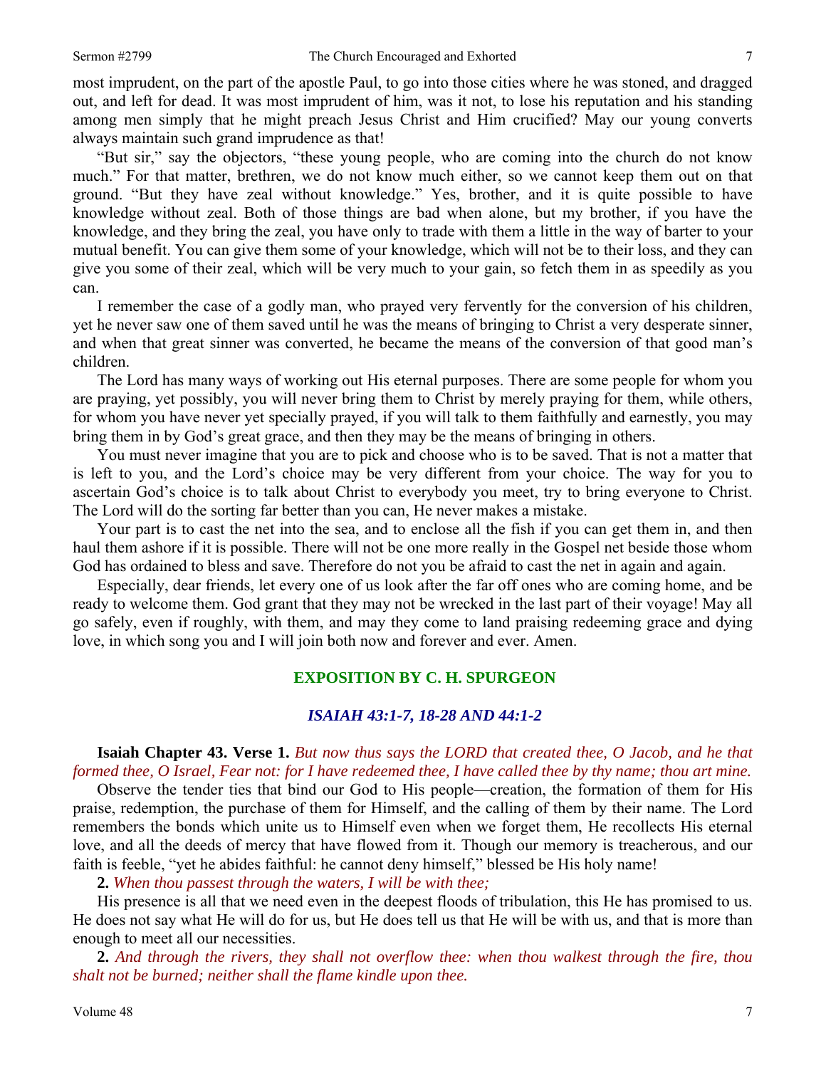most imprudent, on the part of the apostle Paul, to go into those cities where he was stoned, and dragged out, and left for dead. It was most imprudent of him, was it not, to lose his reputation and his standing among men simply that he might preach Jesus Christ and Him crucified? May our young converts always maintain such grand imprudence as that!

"But sir," say the objectors, "these young people, who are coming into the church do not know much." For that matter, brethren, we do not know much either, so we cannot keep them out on that ground. "But they have zeal without knowledge." Yes, brother, and it is quite possible to have knowledge without zeal. Both of those things are bad when alone, but my brother, if you have the knowledge, and they bring the zeal, you have only to trade with them a little in the way of barter to your mutual benefit. You can give them some of your knowledge, which will not be to their loss, and they can give you some of their zeal, which will be very much to your gain, so fetch them in as speedily as you can.

I remember the case of a godly man, who prayed very fervently for the conversion of his children, yet he never saw one of them saved until he was the means of bringing to Christ a very desperate sinner, and when that great sinner was converted, he became the means of the conversion of that good man's children.

The Lord has many ways of working out His eternal purposes. There are some people for whom you are praying, yet possibly, you will never bring them to Christ by merely praying for them, while others, for whom you have never yet specially prayed, if you will talk to them faithfully and earnestly, you may bring them in by God's great grace, and then they may be the means of bringing in others.

You must never imagine that you are to pick and choose who is to be saved. That is not a matter that is left to you, and the Lord's choice may be very different from your choice. The way for you to ascertain God's choice is to talk about Christ to everybody you meet, try to bring everyone to Christ. The Lord will do the sorting far better than you can, He never makes a mistake.

Your part is to cast the net into the sea, and to enclose all the fish if you can get them in, and then haul them ashore if it is possible. There will not be one more really in the Gospel net beside those whom God has ordained to bless and save. Therefore do not you be afraid to cast the net in again and again.

Especially, dear friends, let every one of us look after the far off ones who are coming home, and be ready to welcome them. God grant that they may not be wrecked in the last part of their voyage! May all go safely, even if roughly, with them, and may they come to land praising redeeming grace and dying love, in which song you and I will join both now and forever and ever. Amen.

## EXPOSITION BY C. H. SPURGEON

### *ISAIAH 43:1-7, 18-28 AND 44:1-2*

**Isaiah Chapter 43. Verse 1.** *But now thus says the LORD that created thee, O Jacob, and he that formed thee, O Israel, Fear not: for I have redeemed thee, I have called thee by thy name; thou art mine.*

Observe the tender ties that bind our God to His people—creation, the formation of them for His praise, redemption, the purchase of them for Himself, and the calling of them by their name. The Lord remembers the bonds which unite us to Himself even when we forget them, He recollects His eternal love, and all the deeds of mercy that have flowed from it. Though our memory is treacherous, and our faith is feeble, "yet he abides faithful: he cannot deny himself," blessed be His holy name!

**2.** *When thou passest through the waters, I will be with thee;*

His presence is all that we need even in the deepest floods of tribulation, this He has promised to us. He does not say what He will do for us, but He does tell us that He will be with us, and that is more than enough to meet all our necessities.

**2.** *And through the rivers, they shall not overflow thee: when thou walkest through the fire, thou shalt not be burned; neither shall the flame kindle upon thee.*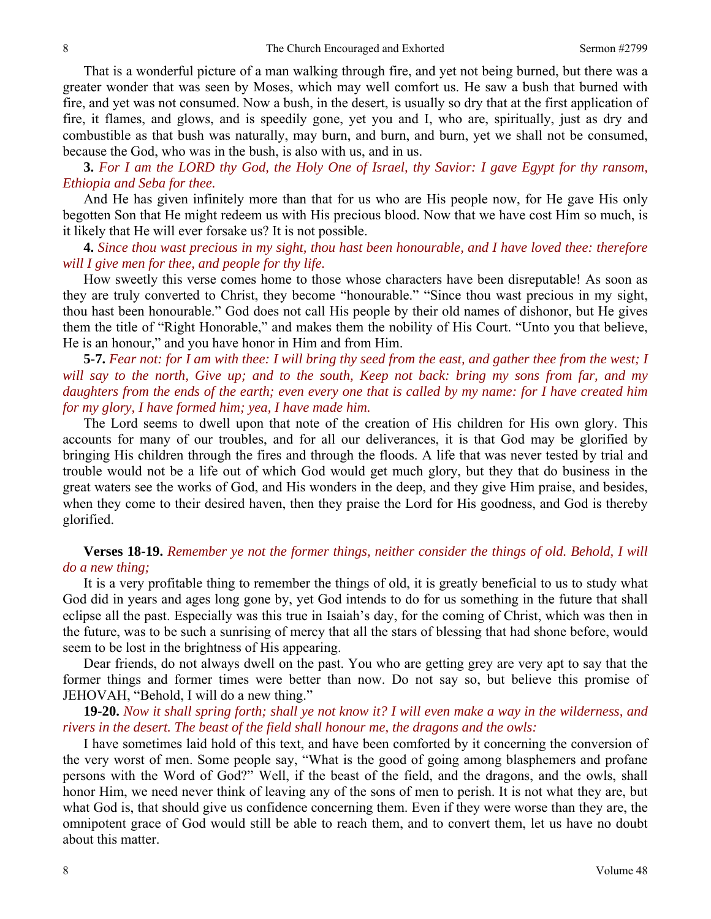That is a wonderful picture of a man walking through fire, and yet not being burned, but there was a greater wonder that was seen by Moses, which may well comfort us. He saw a bush that burned with fire, and yet was not consumed. Now a bush, in the desert, is usually so dry that at the first application of fire, it flames, and glows, and is speedily gone, yet you and I, who are, spiritually, just as dry and combustible as that bush was naturally, may burn, and burn, and burn, yet we shall not be consumed, because the God, who was in the bush, is also with us, and in us.

**3.** *For I am the LORD thy God, the Holy One of Israel, thy Savior: I gave Egypt for thy ransom, Ethiopia and Seba for thee.*

And He has given infinitely more than that for us who are His people now, for He gave His only begotten Son that He might redeem us with His precious blood. Now that we have cost Him so much, is it likely that He will ever forsake us? It is not possible.

**4.** *Since thou wast precious in my sight, thou hast been honourable, and I have loved thee: therefore will I give men for thee, and people for thy life.*

How sweetly this verse comes home to those whose characters have been disreputable! As soon as they are truly converted to Christ, they become "honourable." "Since thou wast precious in my sight, thou hast been honourable." God does not call His people by their old names of dishonor, but He gives them the title of "Right Honorable," and makes them the nobility of His Court. "Unto you that believe, He is an honour," and you have honor in Him and from Him.

**5-7.** *Fear not: for I am with thee: I will bring thy seed from the east, and gather thee from the west; I will say to the north, Give up; and to the south, Keep not back: bring my sons from far, and my daughters from the ends of the earth; even every one that is called by my name: for I have created him for my glory, I have formed him; yea, I have made him.*

The Lord seems to dwell upon that note of the creation of His children for His own glory. This accounts for many of our troubles, and for all our deliverances, it is that God may be glorified by bringing His children through the fires and through the floods. A life that was never tested by trial and trouble would not be a life out of which God would get much glory, but they that do business in the great waters see the works of God, and His wonders in the deep, and they give Him praise, and besides, when they come to their desired haven, then they praise the Lord for His goodness, and God is thereby glorified.

**Verses 18-19.** *Remember ye not the former things, neither consider the things of old. Behold, I will do a new thing;*

It is a very profitable thing to remember the things of old, it is greatly beneficial to us to study what God did in years and ages long gone by, yet God intends to do for us something in the future that shall eclipse all the past. Especially was this true in Isaiah's day, for the coming of Christ, which was then in the future, was to be such a sunrising of mercy that all the stars of blessing that had shone before, would seem to be lost in the brightness of His appearing.

Dear friends, do not always dwell on the past. You who are getting grey are very apt to say that the former things and former times were better than now. Do not say so, but believe this promise of JEHOVAH, "Behold, I will do a new thing."

**19-20.** *Now it shall spring forth; shall ye not know it? I will even make a way in the wilderness, and rivers in the desert. The beast of the field shall honour me, the dragons and the owls:*

I have sometimes laid hold of this text, and have been comforted by it concerning the conversion of the very worst of men. Some people say, "What is the good of going among blasphemers and profane persons with the Word of God?" Well, if the beast of the field, and the dragons, and the owls, shall honor Him, we need never think of leaving any of the sons of men to perish. It is not what they are, but what God is, that should give us confidence concerning them. Even if they were worse than they are, the omnipotent grace of God would still be able to reach them, and to convert them, let us have no doubt about this matter.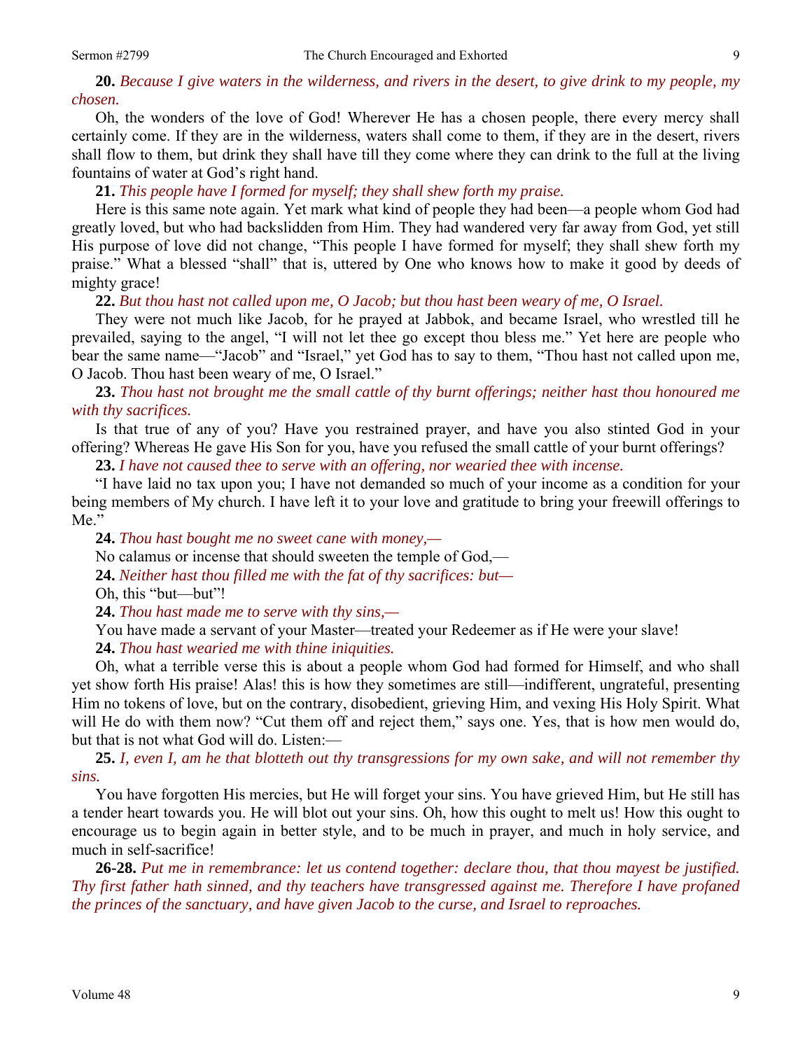**20.** *Because I give waters in the wilderness, and rivers in the desert, to give drink to my people, my chosen.*

Oh, the wonders of the love of God! Wherever He has a chosen people, there every mercy shall certainly come. If they are in the wilderness, waters shall come to them, if they are in the desert, rivers shall flow to them, but drink they shall have till they come where they can drink to the full at the living fountains of water at God's right hand.

**21.** *This people have I formed for myself; they shall shew forth my praise.*

Here is this same note again. Yet mark what kind of people they had been—a people whom God had greatly loved, but who had backslidden from Him. They had wandered very far away from God, yet still His purpose of love did not change, "This people I have formed for myself; they shall shew forth my praise." What a blessed "shall" that is, uttered by One who knows how to make it good by deeds of mighty grace!

**22.** *But thou hast not called upon me, O Jacob; but thou hast been weary of me, O Israel.*

They were not much like Jacob, for he prayed at Jabbok, and became Israel, who wrestled till he prevailed, saying to the angel, "I will not let thee go except thou bless me." Yet here are people who bear the same name—"Jacob" and "Israel," yet God has to say to them, "Thou hast not called upon me, O Jacob. Thou hast been weary of me, O Israel."

**23.** *Thou hast not brought me the small cattle of thy burnt offerings; neither hast thou honoured me with thy sacrifices.*

Is that true of any of you? Have you restrained prayer, and have you also stinted God in your offering? Whereas He gave His Son for you, have you refused the small cattle of your burnt offerings?

**23.** *I have not caused thee to serve with an offering, nor wearied thee with incense.*

"I have laid no tax upon you; I have not demanded so much of your income as a condition for your being members of My church. I have left it to your love and gratitude to bring your freewill offerings to Me."

**24.** *Thou hast bought me no sweet cane with money,—*

No calamus or incense that should sweeten the temple of God,—

**24.** *Neither hast thou filled me with the fat of thy sacrifices: but—*

Oh, this "but—but"!

**24.** *Thou hast made me to serve with thy sins,—*

You have made a servant of your Master—treated your Redeemer as if He were your slave!

**24.** *Thou hast wearied me with thine iniquities.*

Oh, what a terrible verse this is about a people whom God had formed for Himself, and who shall yet show forth His praise! Alas! this is how they sometimes are still—indifferent, ungrateful, presenting Him no tokens of love, but on the contrary, disobedient, grieving Him, and vexing His Holy Spirit. What will He do with them now? "Cut them off and reject them," says one. Yes, that is how men would do, but that is not what God will do. Listen:—

**25.** *I, even I, am he that blotteth out thy transgressions for my own sake, and will not remember thy sins.*

You have forgotten His mercies, but He will forget your sins. You have grieved Him, but He still has a tender heart towards you. He will blot out your sins. Oh, how this ought to melt us! How this ought to encourage us to begin again in better style, and to be much in prayer, and much in holy service, and much in self-sacrifice!

**26-28.** *Put me in remembrance: let us contend together: declare thou, that thou mayest be justified. Thy first father hath sinned, and thy teachers have transgressed against me. Therefore I have profaned the princes of the sanctuary, and have given Jacob to the curse, and Israel to reproaches.*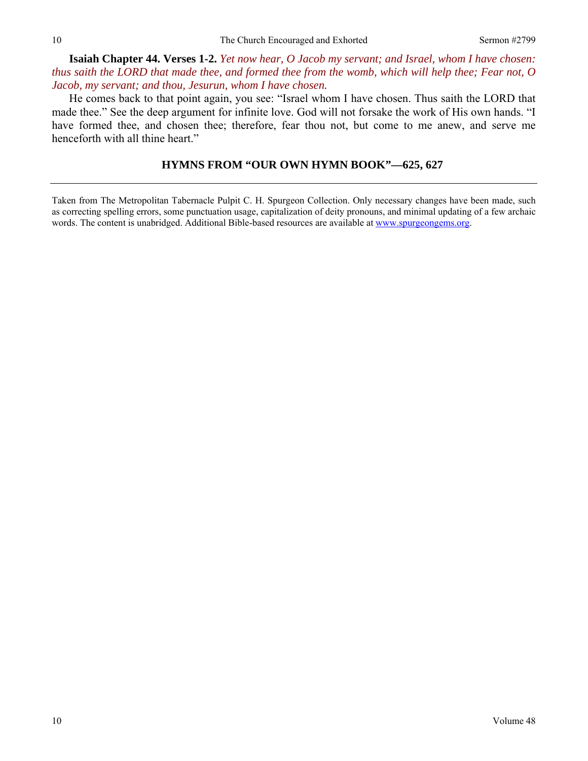**Isaiah Chapter 44. Verses 1-2.** *Yet now hear, O Jacob my servant; and Israel, whom I have chosen: thus saith the LORD that made thee, and formed thee from the womb, which will help thee; Fear not, O Jacob, my servant; and thou, Jesurun, whom I have chosen.*

He comes back to that point again, you see: "Israel whom I have chosen. Thus saith the LORD that made thee." See the deep argument for infinite love. God will not forsake the work of His own hands. "I have formed thee, and chosen thee; therefore, fear thou not, but come to me anew, and serve me henceforth with all thine heart."

## HYMNS FROM "OUR OWN HYMN BOOK"—625, 627

---

Taken from The Metropolitan Tabernacle Pulpit C. H. Spurgeon Collection. Only necessary changes have been made, such as correcting spelling errors, some punctuation usage, capitalization of deity pronouns, and minimal updating of a few archaic words. The content is unabridged. Additional Bible-based resources are available at www.spurgeongems.org.